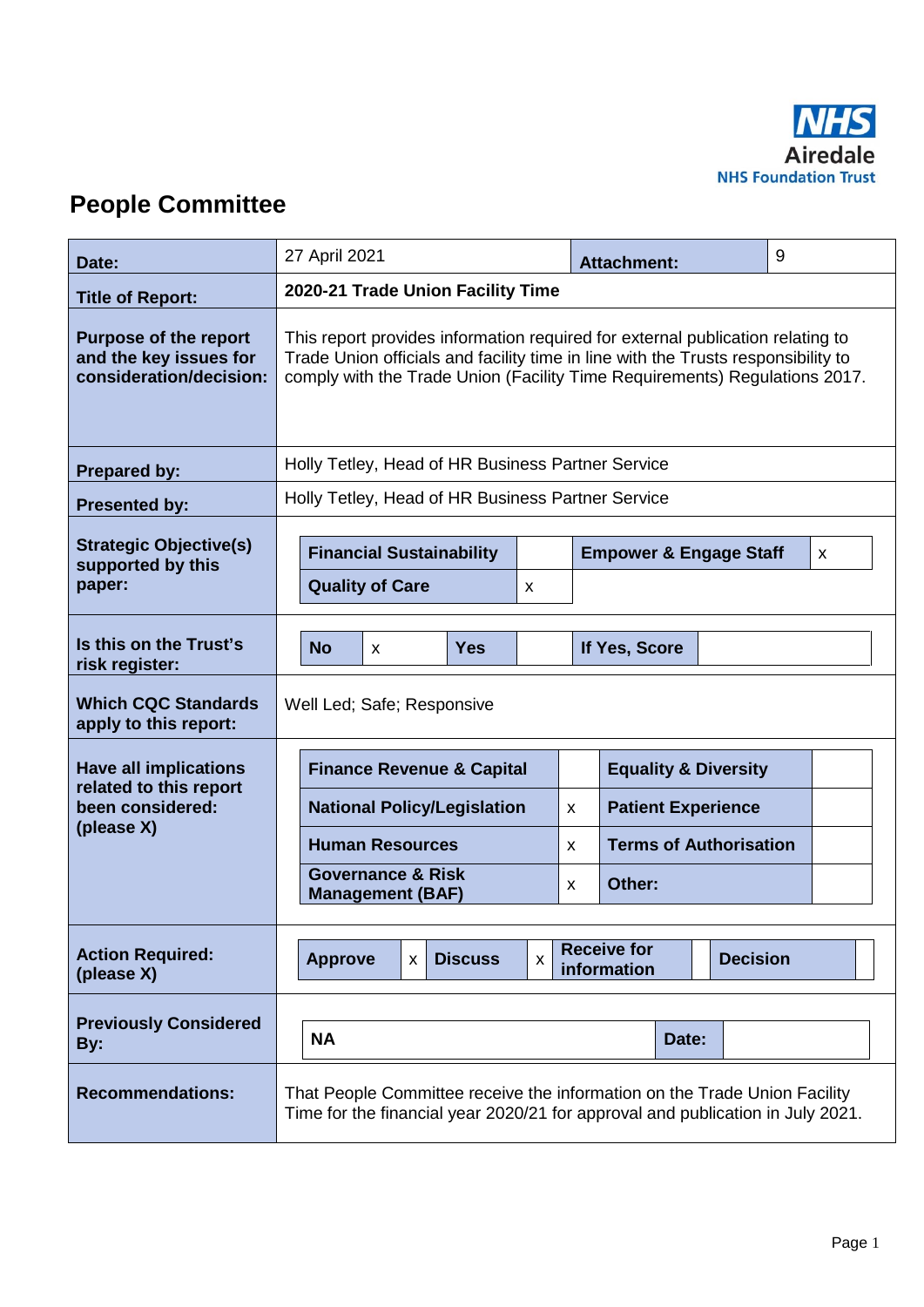NHS
Airedale
NHS Foundation Trust

# People Committee

| | | | |
|---|---|---|---|
| **Date:** | 27 April 2021 | **Attachment:** | 9 |
| **Title of Report:** | **2020-21 Trade Union Facility Time** | | |
| **Purpose of the report and the key issues for consideration/decision:** | This report provides information required for external publication relating to Trade Union officials and facility time in line with the Trusts responsibility to comply with the Trade Union (Facility Time Requirements) Regulations 2017. | | |
| **Prepared by:** | Holly Tetley, Head of HR Business Partner Service | | |
| **Presented by:** | Holly Tetley, Head of HR Business Partner Service | | |

**Strategic Objective(s) supported by this paper:**

| | | | |
|---|---|---|---|
| **Financial Sustainability** | | **Empower & Engage Staff** | x |
| **Quality of Care** | x | | |

**Is this on the Trust's risk register:**

| | | | | | |
|---|---|---|---|---|---|
| **No** | x | **Yes** | | **If Yes, Score** | |

**Which CQC Standards apply to this report:** Well Led; Safe; Responsive

**Have all implications related to this report been considered: (please X)**

| | | | |
|---|---|---|---|
| **Finance Revenue & Capital** | | **Equality & Diversity** | |
| **National Policy/Legislation** | x | **Patient Experience** | |
| **Human Resources** | x | **Terms of Authorisation** | |
| **Governance & Risk Management (BAF)** | x | **Other:** | |

**Action Required: (please X)**

| | | | | | | | |
|---|---|---|---|---|---|---|---|
| **Approve** | x | **Discuss** | x | **Receive for information** | | **Decision** | |

**Previously Considered By:**

| | | |
|---|---|---|
| **NA** | **Date:** | |

**Recommendations:** That People Committee receive the information on the Trade Union Facility Time for the financial year 2020/21 for approval and publication in July 2021.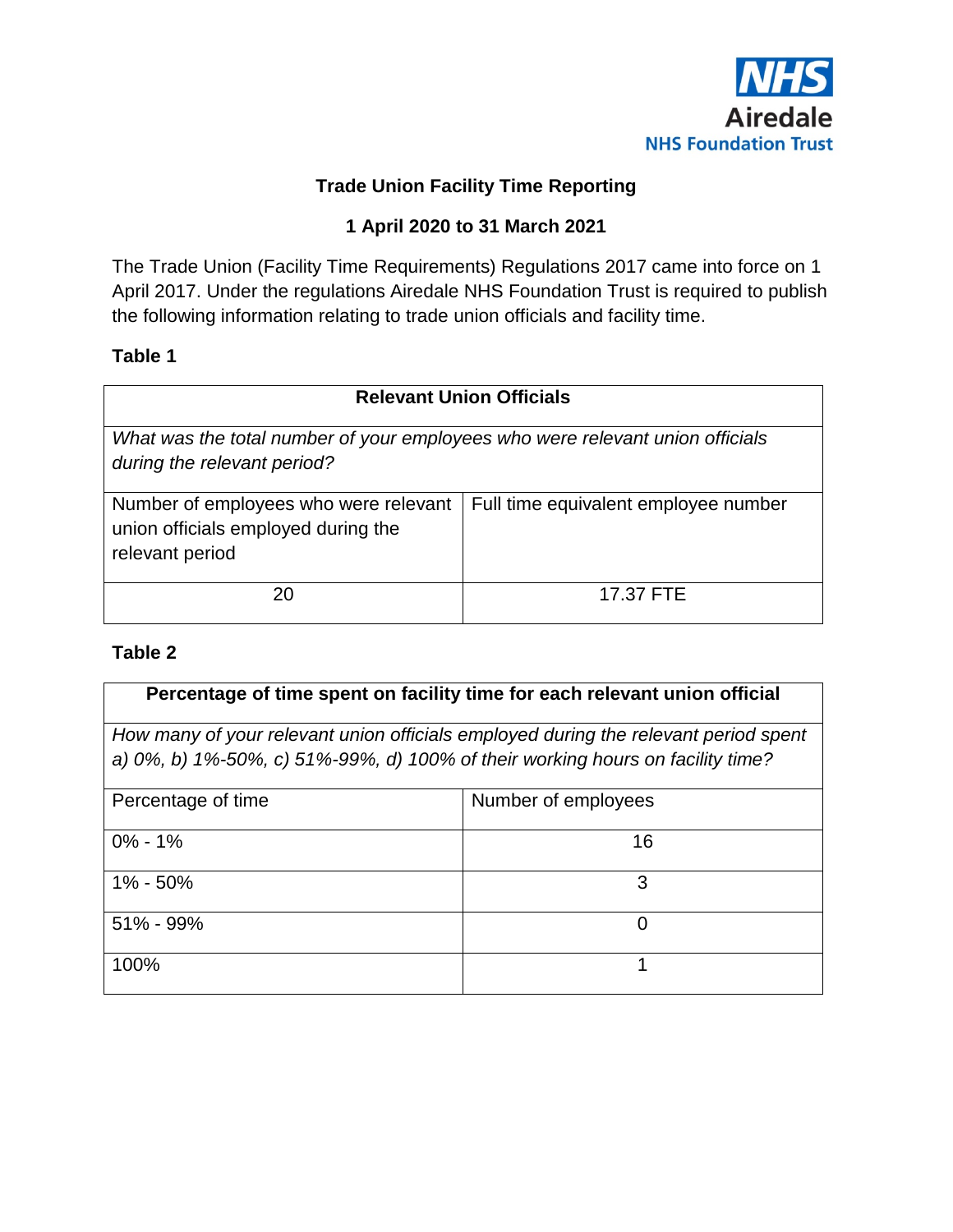Trade Union Facility Time Reporting

**1 April 2020 to 31 March 2021**

The Trade Union (Facility Time Requirements) Regulations 2017 came into force on 1 April 2017. Under the regulations Airedale NHS Foundation Trust is required to publish the following information relating to trade union officials and facility time.

**Table 1**

| **Relevant Union Officials** | |
|---|---|
| *What was the total number of your employees who were relevant union officials during the relevant period?* | |
| Number of employees who were relevant union officials employed during the relevant period | Full time equivalent employee number |
| 20 | 17.37 FTE |

**Table 2**

| **Percentage of time spent on facility time for each relevant union official** | |
|---|---|
| *How many of your relevant union officials employed during the relevant period spent a) 0%, b) 1%-50%, c) 51%-99%, d) 100% of their working hours on facility time?* | |
| Percentage of time | Number of employees |
| 0% - 1% | 16 |
| 1% - 50% | 3 |
| 51% - 99% | 0 |
| 100% | 1 |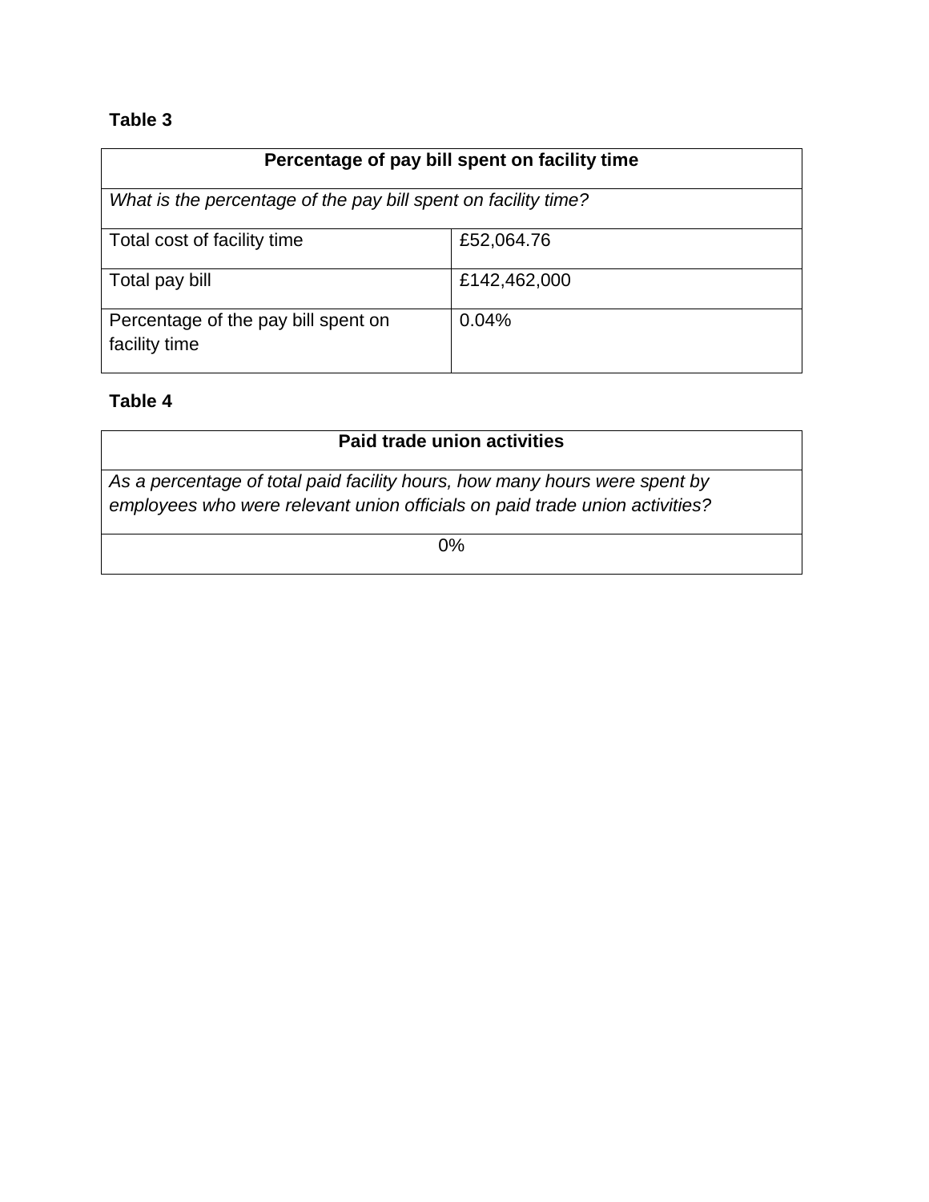**Table 3**

| Percentage of pay bill spent on facility time | |
|---|---|
| *What is the percentage of the pay bill spent on facility time?* | |
| Total cost of facility time | £52,064.76 |
| Total pay bill | £142,462,000 |
| Percentage of the pay bill spent on facility time | 0.04% |

**Table 4**

| Paid trade union activities |
|---|
| *As a percentage of total paid facility hours, how many hours were spent by employees who were relevant union officials on paid trade union activities?* |
| 0% |